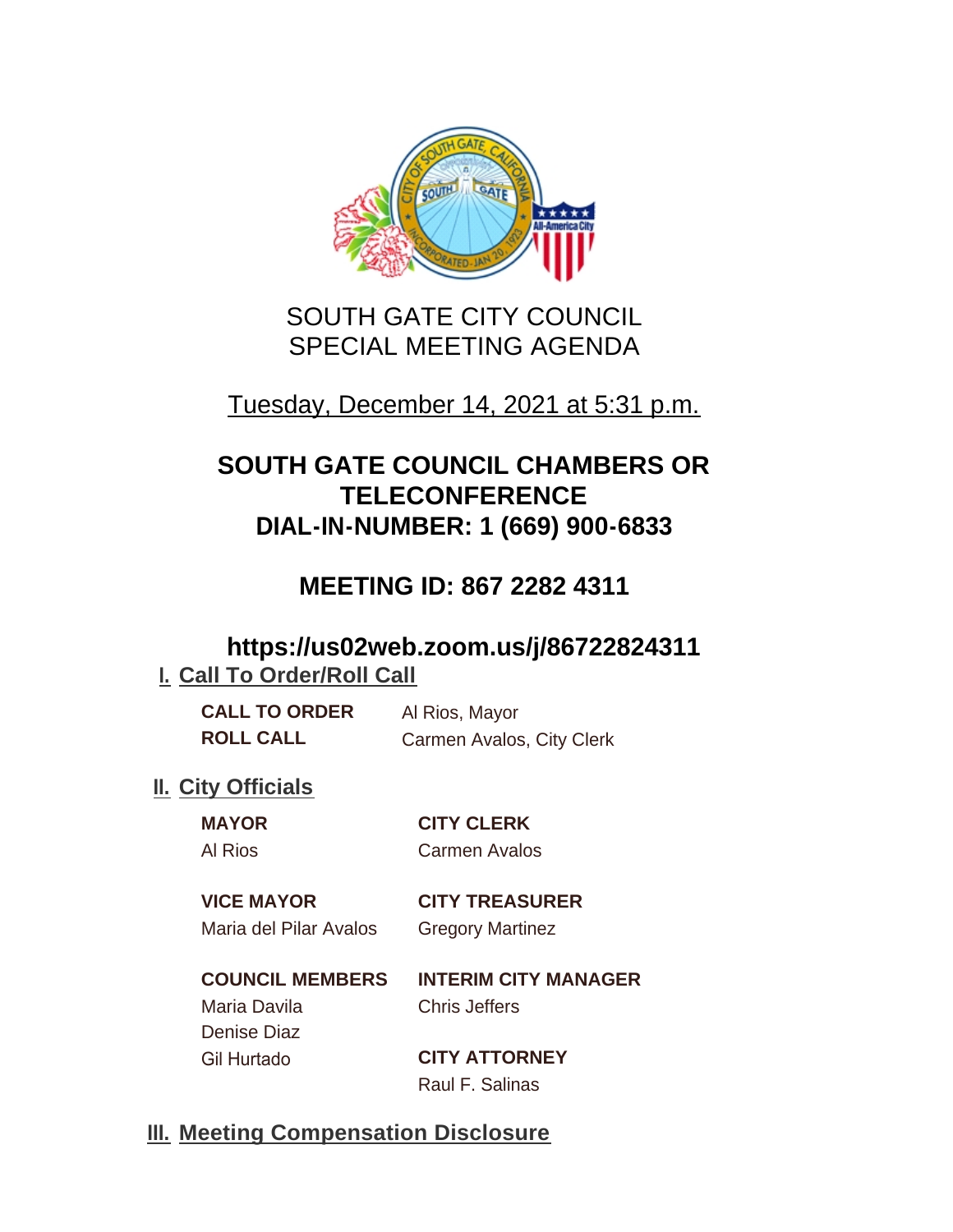# SOUTH GATE CITY COUNCIL
# SPECIAL MEETING AGENDA

Tuesday, December 14, 2021 at 5:31 p.m.

## SOUTH GATE COUNCIL CHAMBERS OR TELECONFERENCE
## DIAL-IN-NUMBER: 1 (669) 900-6833

## MEETING ID: 867 2282 4311

## https://us02web.zoom.us/j/86722824311

## I. Call To Order/Roll Call

**CALL TO ORDER** Al Rios, Mayor
**ROLL CALL** Carmen Avalos, City Clerk

## II. City Officials

**MAYOR**
Al Rios

**CITY CLERK**
Carmen Avalos

**VICE MAYOR**
Maria del Pilar Avalos

**CITY TREASURER**
Gregory Martinez

**COUNCIL MEMBERS**
Maria Davila
Denise Diaz
Gil Hurtado

**INTERIM CITY MANAGER**
Chris Jeffers

**CITY ATTORNEY**
Raul F. Salinas

## III. Meeting Compensation Disclosure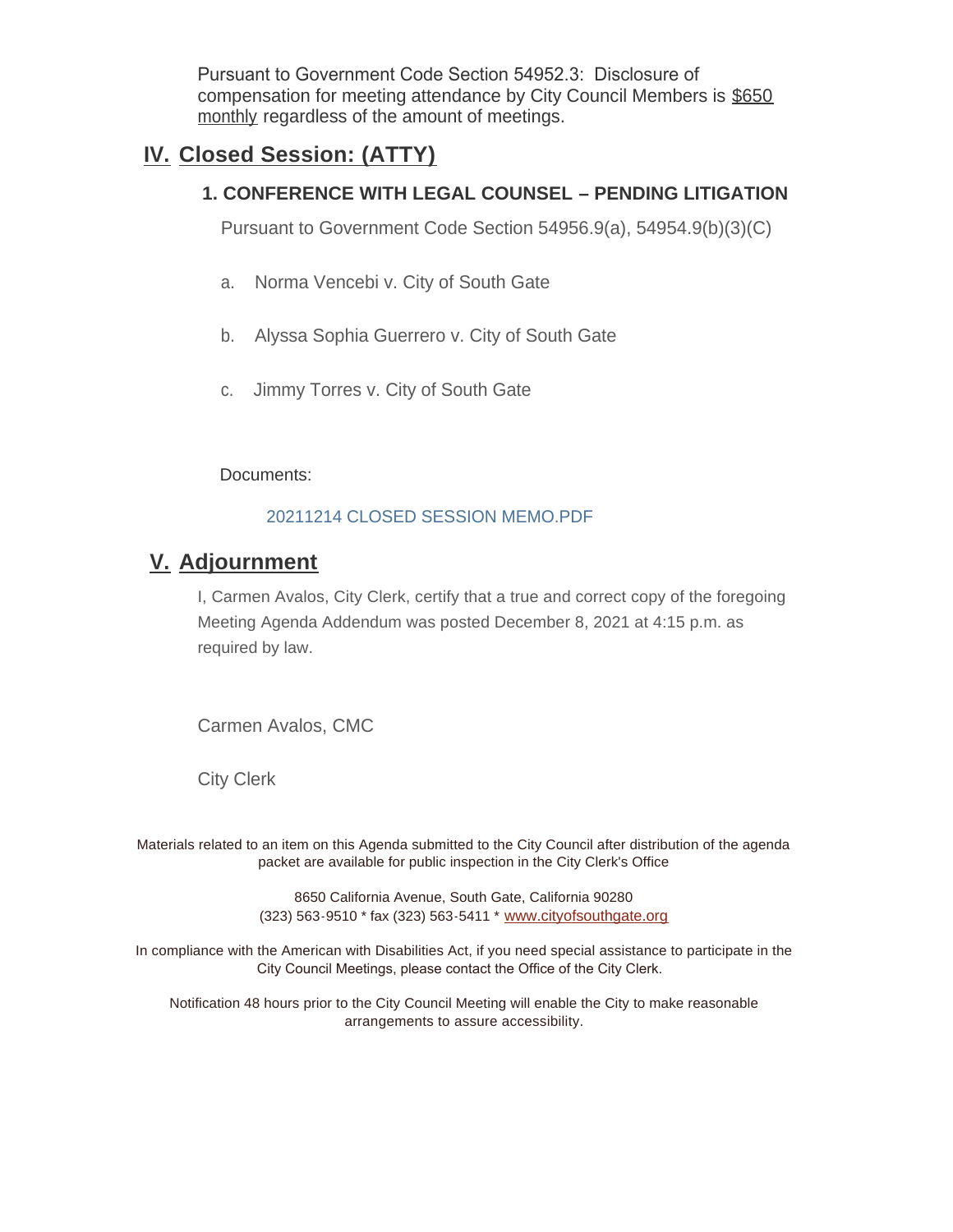Pursuant to Government Code Section 54952.3: Disclosure of compensation for meeting attendance by City Council Members is $650 monthly regardless of the amount of meetings.

## IV. Closed Session: (ATTY)

### 1. CONFERENCE WITH LEGAL COUNSEL – PENDING LITIGATION

Pursuant to Government Code Section 54956.9(a), 54954.9(b)(3)(C)

a. Norma Vencebi v. City of South Gate

b. Alyssa Sophia Guerrero v. City of South Gate

c. Jimmy Torres v. City of South Gate

Documents:

20211214 CLOSED SESSION MEMO.PDF

## V. Adjournment

I, Carmen Avalos, City Clerk, certify that a true and correct copy of the foregoing Meeting Agenda Addendum was posted December 8, 2021 at 4:15 p.m. as required by law.

Carmen Avalos, CMC

City Clerk

Materials related to an item on this Agenda submitted to the City Council after distribution of the agenda packet are available for public inspection in the City Clerk's Office

8650 California Avenue, South Gate, California 90280
(323) 563-9510 * fax (323) 563-5411 * www.cityofsouthgate.org

In compliance with the American with Disabilities Act, if you need special assistance to participate in the City Council Meetings, please contact the Office of the City Clerk.

Notification 48 hours prior to the City Council Meeting will enable the City to make reasonable arrangements to assure accessibility.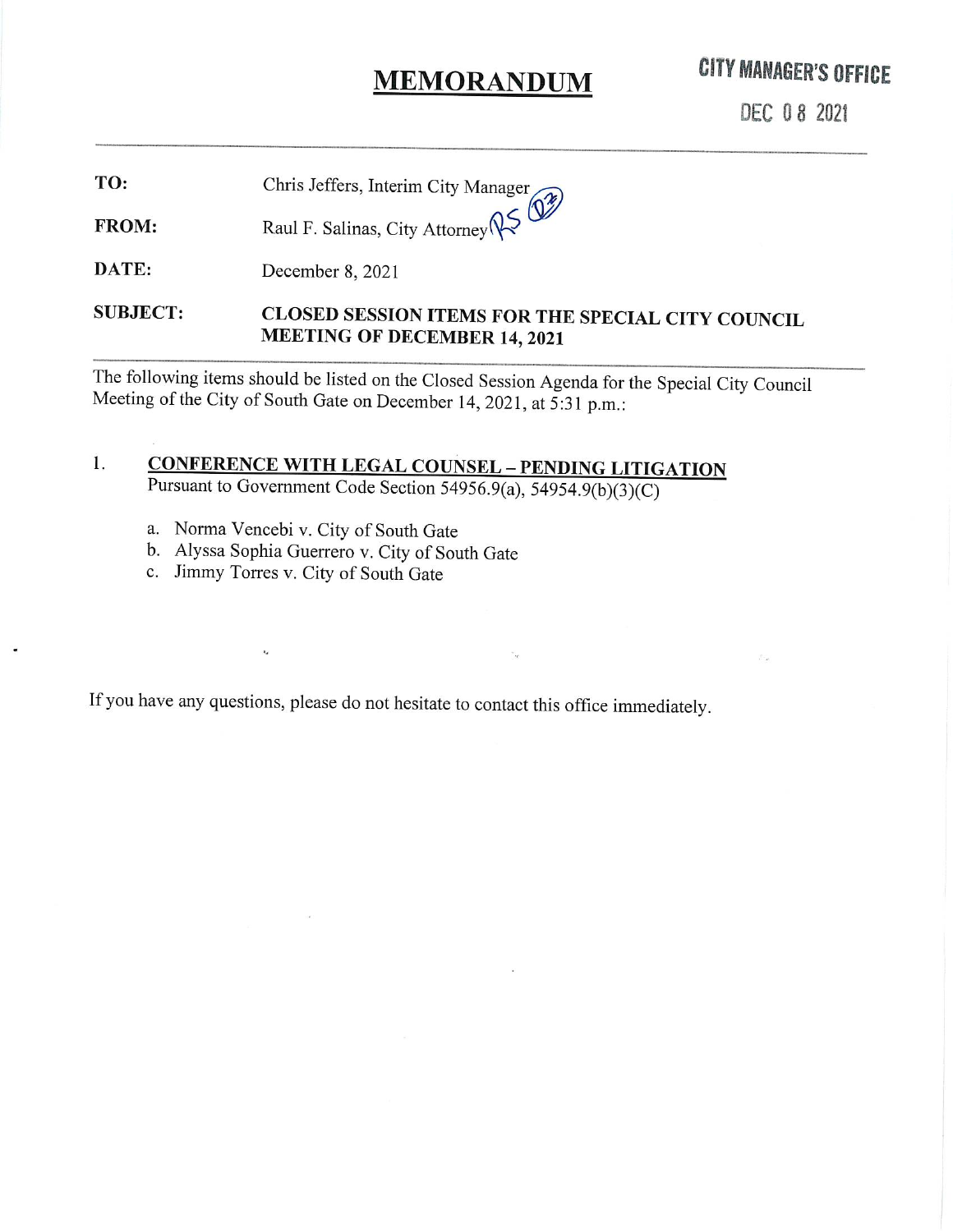# MEMORANDUM

**CITY MANAGER'S OFFICE**

DEC 08 2021

---

**TO:** Chris Jeffers, Interim City Manager

**FROM:** Raul F. Salinas, City Attorney RS

**DATE:** December 8, 2021

**SUBJECT:** **CLOSED SESSION ITEMS FOR THE SPECIAL CITY COUNCIL MEETING OF DECEMBER 14, 2021**

---

The following items should be listed on the Closed Session Agenda for the Special City Council Meeting of the City of South Gate on December 14, 2021, at 5:31 p.m.:

1. **CONFERENCE WITH LEGAL COUNSEL – PENDING LITIGATION**
   Pursuant to Government Code Section 54956.9(a), 54954.9(b)(3)(C)

   a. Norma Vencebi v. City of South Gate
   b. Alyssa Sophia Guerrero v. City of South Gate
   c. Jimmy Torres v. City of South Gate

If you have any questions, please do not hesitate to contact this office immediately.